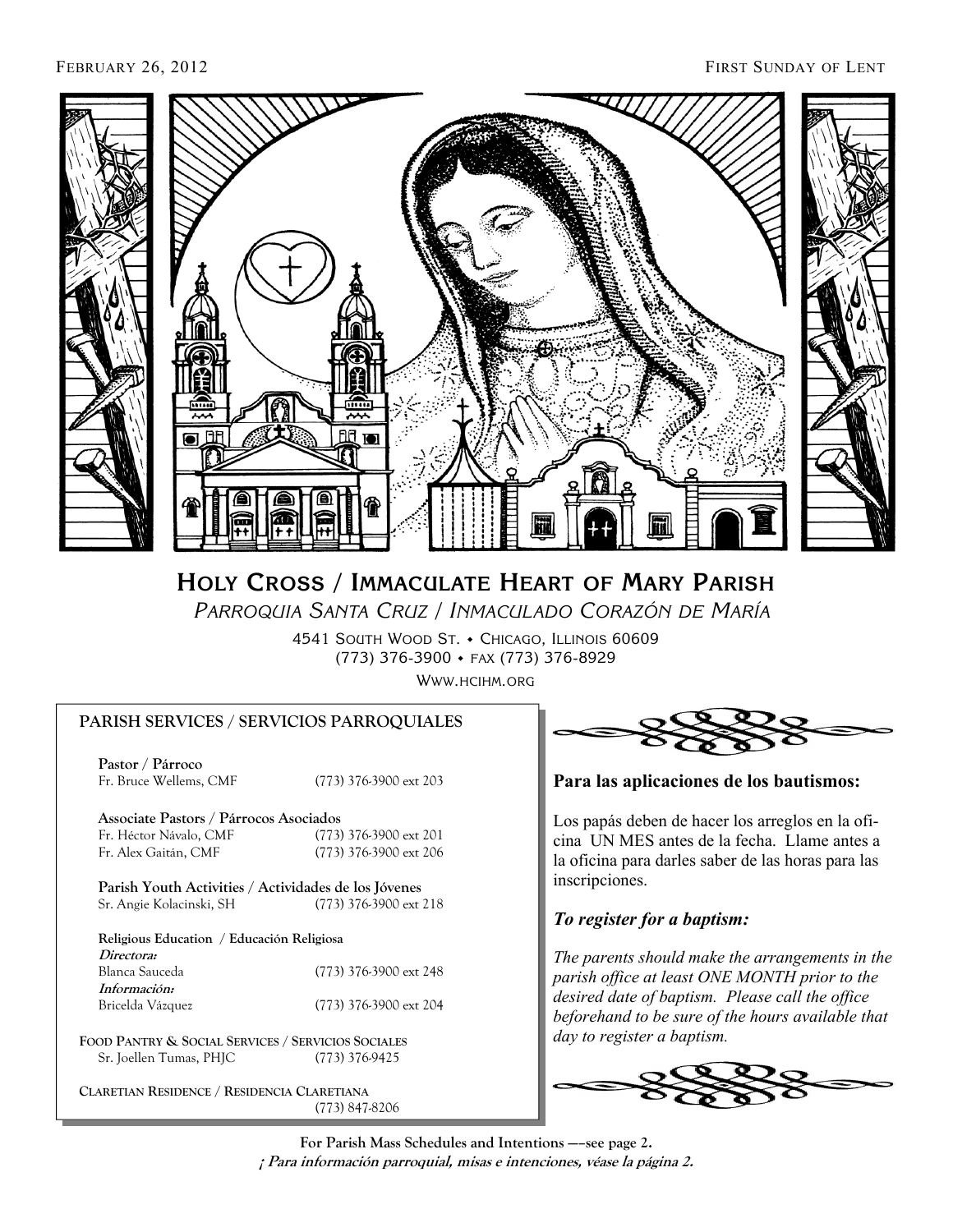February 26, 2012 First Sunday of Lent

# Holy Cross / Immaculate Heart of Mary Parish

*Parroquia Santa Cruz / Inmaculado Corazón de María*

4541 South Wood St. • Chicago, Illinois 60609
(773) 376-3900 • fax (773) 376-8929
www.hcihm.org

## PARISH SERVICES / SERVICIOS PARROQUIALES

**Pastor / Párroco**
Fr. Bruce Wellems, CMF (773) 376-3900 ext 203

**Associate Pastors / Párrocos Asociados**
Fr. Héctor Návalo, CMF (773) 376-3900 ext 201
Fr. Alex Gaitán, CMF (773) 376-3900 ext 206

**Parish Youth Activities / Actividades de los Jóvenes**
Sr. Angie Kolacinski, SH (773) 376-3900 ext 218

**Religious Education / Educación Religiosa**
***Directora:***
Blanca Sauceda (773) 376-3900 ext 248
***Información:***
Bricelda Vázquez (773) 376-3900 ext 204

**Food Pantry & Social Services / Servicios Sociales**
Sr. Joellen Tumas, PHJC (773) 376-9425

**Claretian Residence / Residencia Claretiana**
(773) 847-8206

### Para las aplicaciones de los bautismos:

Los papás deben de hacer los arreglos en la oficina UN MES antes de la fecha. Llame antes a la oficina para darles saber de las horas para las inscripciones.

### *To register for a baptism:*

*The parents should make the arrangements in the parish office at least ONE MONTH prior to the desired date of baptism. Please call the office beforehand to be sure of the hours available that day to register a baptism.*

**For Parish Mass Schedules and Intentions —–see page 2.**
***¡ Para información parroquial, misas e intenciones, véase la página 2.***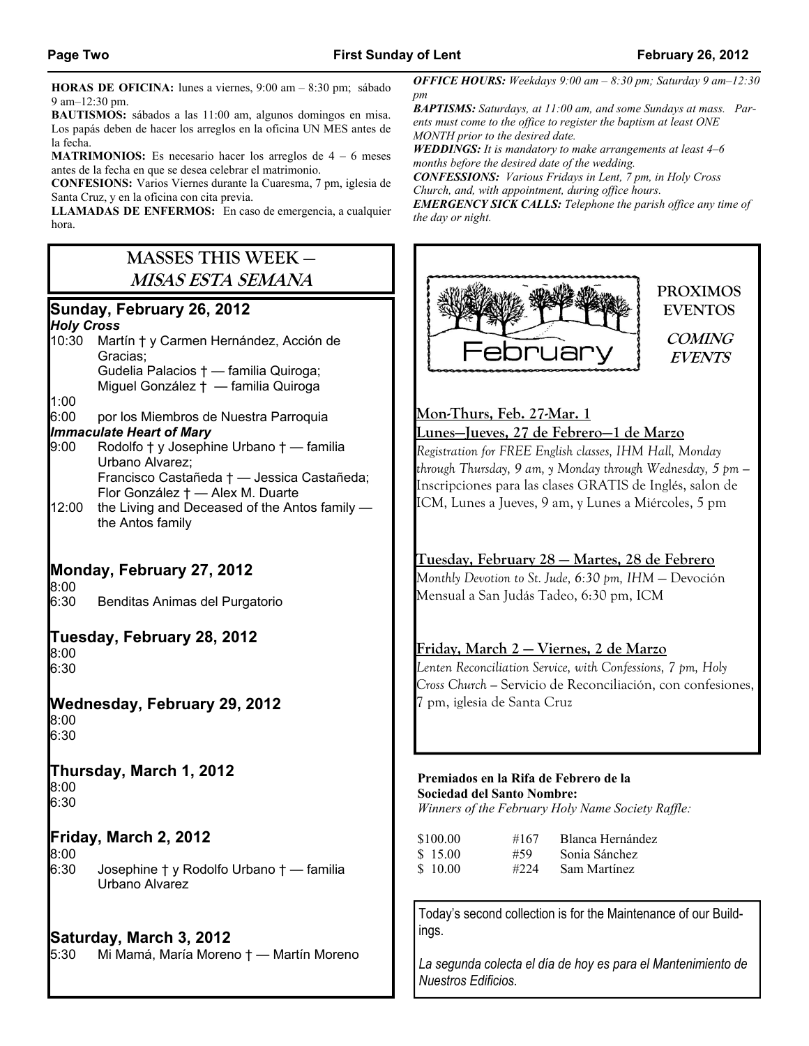**HORAS DE OFICINA:** lunes a viernes, 9:00 am – 8:30 pm; sábado 9 am–12:30 pm.
**BAUTISMOS:** sábados a las 11:00 am, algunos domingos en misa. Los papás deben de hacer los arreglos en la oficina UN MES antes de la fecha.
**MATRIMONIOS:** Es necesario hacer los arreglos de 4 – 6 meses antes de la fecha en que se desea celebrar el matrimonio.
**CONFESIONS:** Varios Viernes durante la Cuaresma, 7 pm, iglesia de Santa Cruz, y en la oficina con cita previa.
**LLAMADAS DE ENFERMOS:** En caso de emergencia, a cualquier hora.

***OFFICE HOURS:*** *Weekdays 9:00 am – 8:30 pm; Saturday 9 am–12:30 pm*
***BAPTISMS:*** *Saturdays, at 11:00 am, and some Sundays at mass. Parents must come to the office to register the baptism at least ONE MONTH prior to the desired date.*
***WEDDINGS:*** *It is mandatory to make arrangements at least 4–6 months before the desired date of the wedding.*
***CONFESSIONS:*** *Various Fridays in Lent, 7 pm, in Holy Cross Church, and, with appointment, during office hours.*
***EMERGENCY SICK CALLS:*** *Telephone the parish office any time of the day or night.*

## MASSES THIS WEEK — *MISAS ESTA SEMANA*

### Sunday, February 26, 2012

***Holy Cross***

10:30 Martín † y Carmen Hernández, Acción de Gracias;
Gudelia Palacios † — familia Quiroga;
Miguel González † — familia Quiroga

1:00

6:00 por los Miembros de Nuestra Parroquia

***Immaculate Heart of Mary***

9:00 Rodolfo † y Josephine Urbano † — familia Urbano Alvarez;
Francisco Castañeda † — Jessica Castañeda;
Flor González † — Alex M. Duarte

12:00 the Living and Deceased of the Antos family — the Antos family

### Monday, February 27, 2012

8:00

6:30 Benditas Animas del Purgatorio

### Tuesday, February 28, 2012

8:00

6:30

### Wednesday, February 29, 2012

8:00

6:30

### Thursday, March 1, 2012

8:00

6:30

### Friday, March 2, 2012

8:00

6:30 Josephine † y Rodolfo Urbano † — familia Urbano Alvarez

### Saturday, March 3, 2012

5:30 Mi Mamá, María Moreno † — Martín Moreno

## PROXIMOS EVENTOS — *COMING EVENTS*

February

**Mon-Thurs, Feb. 27-Mar. 1**
**Lunes—Jueves, 27 de Febrero—1 de Marzo**

*Registration for FREE English classes, IHM Hall, Monday through Thursday, 9 am, y Monday through Wednesday, 5 pm* – Inscripciones para las clases GRATIS de Inglés, salon de ICM, Lunes a Jueves, 9 am, y Lunes a Miércoles, 5 pm

**Tuesday, February 28 — Martes, 28 de Febrero**

*Monthly Devotion to St. Jude, 6:30 pm, IHM* — Devoción Mensual a San Judás Tadeo, 6:30 pm, ICM

**Friday, March 2 — Viernes, 2 de Marzo**

*Lenten Reconciliation Service, with Confessions, 7 pm, Holy Cross Church* – Servicio de Reconciliación, con confesiones, 7 pm, iglesia de Santa Cruz

**Premiados en la Rifa de Febrero de la Sociedad del Santo Nombre:**
*Winners of the February Holy Name Society Raffle:*

| | | |
|---|---|---|
| \$100.00 | #167 | Blanca Hernández |
| \$ 15.00 | #59 | Sonia Sánchez |
| \$ 10.00 | #224 | Sam Martínez |

Today's second collection is for the Maintenance of our Buildings.

*La segunda colecta el día de hoy es para el Mantenimiento de Nuestros Edificios.*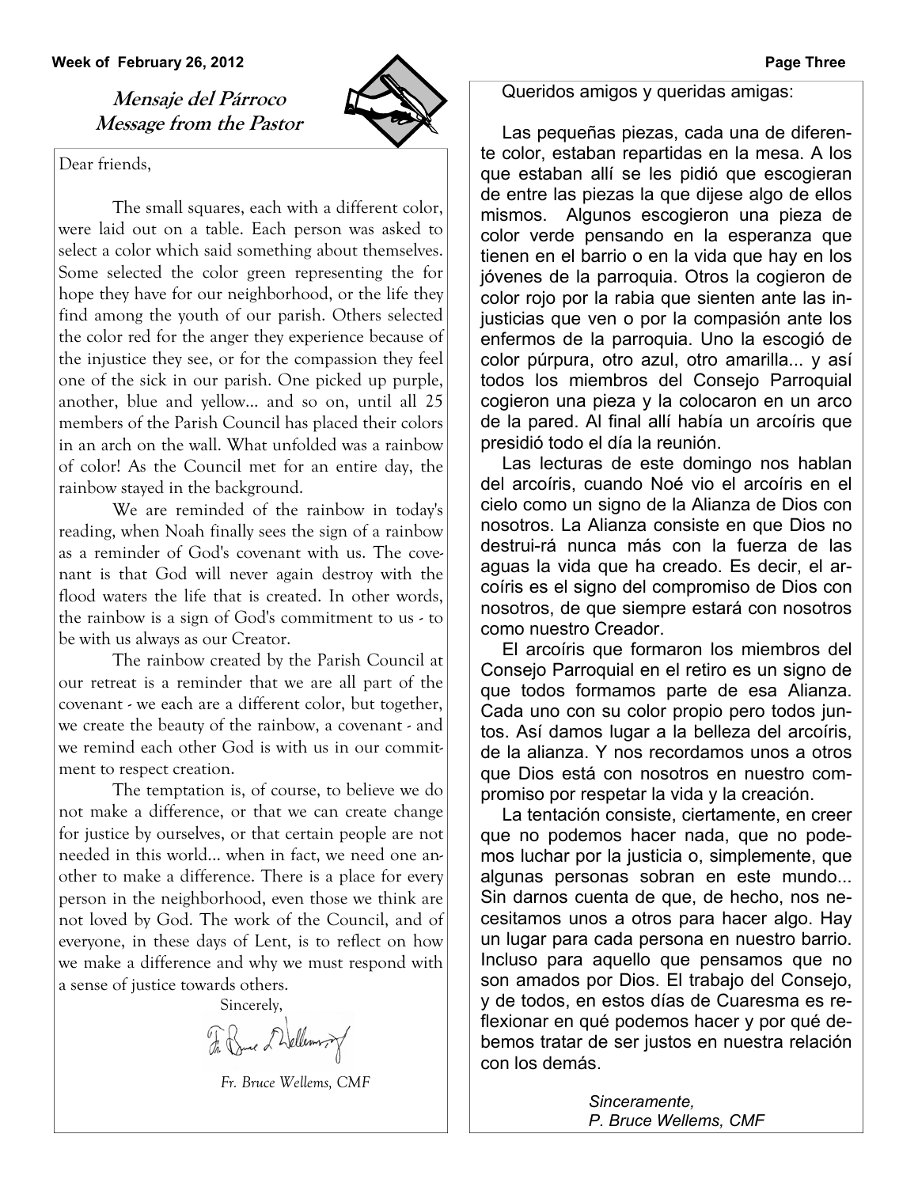## Mensaje del Párroco
## Message from the Pastor

Dear friends,

The small squares, each with a different color, were laid out on a table. Each person was asked to select a color which said something about themselves. Some selected the color green representing the for hope they have for our neighborhood, or the life they find among the youth of our parish. Others selected the color red for the anger they experience because of the injustice they see, or for the compassion they feel one of the sick in our parish. One picked up purple, another, blue and yellow... and so on, until all 25 members of the Parish Council has placed their colors in an arch on the wall. What unfolded was a rainbow of color! As the Council met for an entire day, the rainbow stayed in the background.

We are reminded of the rainbow in today's reading, when Noah finally sees the sign of a rainbow as a reminder of God's covenant with us. The covenant is that God will never again destroy with the flood waters the life that is created. In other words, the rainbow is a sign of God's commitment to us - to be with us always as our Creator.

The rainbow created by the Parish Council at our retreat is a reminder that we are all part of the covenant - we each are a different color, but together, we create the beauty of the rainbow, a covenant - and we remind each other God is with us in our commitment to respect creation.

The temptation is, of course, to believe we do not make a difference, or that we can create change for justice by ourselves, or that certain people are not needed in this world... when in fact, we need one another to make a difference. There is a place for every person in the neighborhood, even those we think are not loved by God. The work of the Council, and of everyone, in these days of Lent, is to reflect on how we make a difference and why we must respond with a sense of justice towards others.

Sincerely,

*Fr. Bruce Wellems, CMF*

Queridos amigos y queridas amigas:

Las pequeñas piezas, cada una de diferente color, estaban repartidas en la mesa. A los que estaban allí se les pidió que escogieran de entre las piezas la que dijese algo de ellos mismos. Algunos escogieron una pieza de color verde pensando en la esperanza que tienen en el barrio o en la vida que hay en los jóvenes de la parroquia. Otros la cogieron de color rojo por la rabia que sienten ante las injusticias que ven o por la compasión ante los enfermos de la parroquia. Uno la escogió de color púrpura, otro azul, otro amarilla... y así todos los miembros del Consejo Parroquial cogieron una pieza y la colocaron en un arco de la pared. Al final allí había un arcoíris que presidió todo el día la reunión.

Las lecturas de este domingo nos hablan del arcoíris, cuando Noé vio el arcoíris en el cielo como un signo de la Alianza de Dios con nosotros. La Alianza consiste en que Dios no destrui-rá nunca más con la fuerza de las aguas la vida que ha creado. Es decir, el arcoíris es el signo del compromiso de Dios con nosotros, de que siempre estará con nosotros como nuestro Creador.

El arcoíris que formaron los miembros del Consejo Parroquial en el retiro es un signo de que todos formamos parte de esa Alianza. Cada uno con su color propio pero todos juntos. Así damos lugar a la belleza del arcoíris, de la alianza. Y nos recordamos unos a otros que Dios está con nosotros en nuestro compromiso por respetar la vida y la creación.

La tentación consiste, ciertamente, en creer que no podemos hacer nada, que no podemos luchar por la justicia o, simplemente, que algunas personas sobran en este mundo... Sin darnos cuenta de que, de hecho, nos necesitamos unos a otros para hacer algo. Hay un lugar para cada persona en nuestro barrio. Incluso para aquello que pensamos que no son amados por Dios. El trabajo del Consejo, y de todos, en estos días de Cuaresma es reflexionar en qué podemos hacer y por qué debemos tratar de ser justos en nuestra relación con los demás.

*Sinceramente,*
*P. Bruce Wellems, CMF*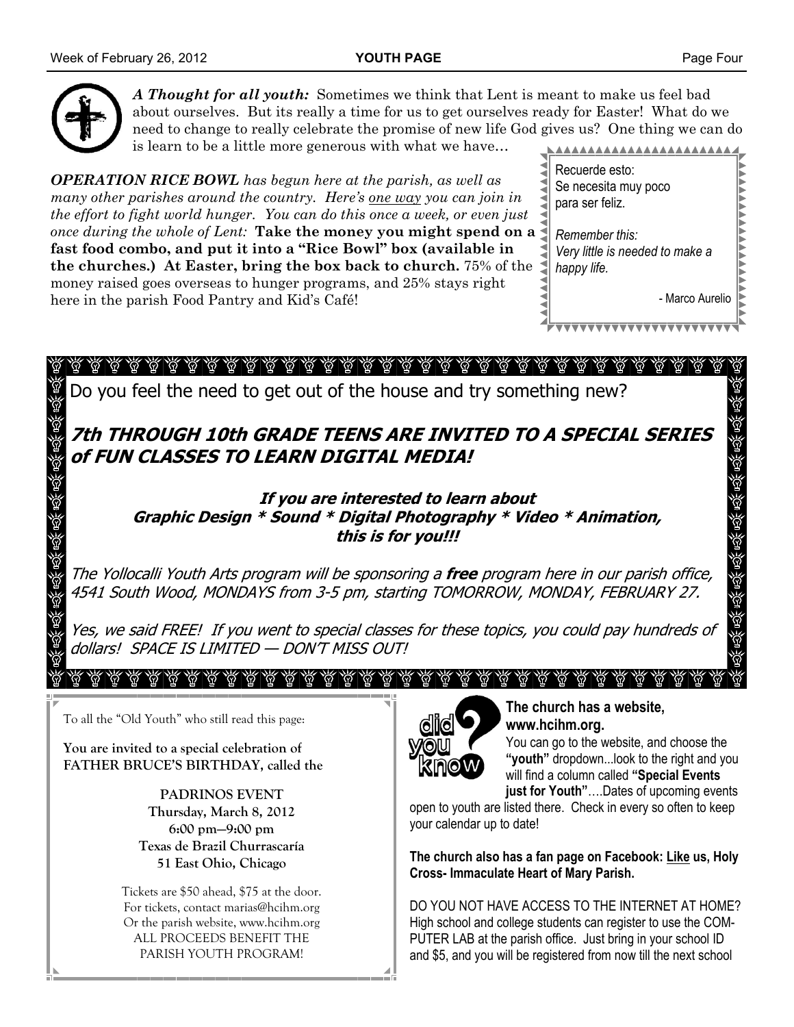***A Thought for all youth:*** Sometimes we think that Lent is meant to make us feel bad about ourselves. But its really a time for us to get ourselves ready for Easter! What do we need to change to really celebrate the promise of new life God gives us? One thing we can do is learn to be a little more generous with what we have…

***OPERATION RICE BOWL** has begun here at the parish, as well as many other parishes around the country. Here's one way you can join in the effort to fight world hunger. You can do this once a week, or even just once during the whole of Lent:* **Take the money you might spend on a fast food combo, and put it into a "Rice Bowl" box (available in the churches.) At Easter, bring the box back to church.** 75% of the money raised goes overseas to hunger programs, and 25% stays right here in the parish Food Pantry and Kid's Café!

> Recuerde esto:
> Se necesita muy poco
> para ser feliz.
>
> *Remember this:*
> *Very little is needed to make a happy life.*
>
> \- Marco Aurelio

---

Do you feel the need to get out of the house and try something new?

## *7th THROUGH 10th GRADE TEENS ARE INVITED TO A SPECIAL SERIES of FUN CLASSES TO LEARN DIGITAL MEDIA!*

***If you are interested to learn about Graphic Design * Sound * Digital Photography * Video * Animation, this is for you!!!***

*The Yollocalli Youth Arts program will be sponsoring a **free** program here in our parish office, 4541 South Wood, MONDAYS from 3-5 pm, starting TOMORROW, MONDAY, FEBRUARY 27.*

*Yes, we said FREE! If you went to special classes for these topics, you could pay hundreds of dollars! SPACE IS LIMITED — DON'T MISS OUT!*

---

To all the "Old Youth" who still read this page:

**You are invited to a special celebration of FATHER BRUCE'S BIRTHDAY, called the**

**PADRINOS EVENT**
**Thursday, March 8, 2012**
**6:00 pm—9:00 pm**
**Texas de Brazil Churrascaría**
**51 East Ohio, Chicago**

Tickets are $50 ahead, $75 at the door.
For tickets, contact marias@hcihm.org
Or the parish website, www.hcihm.org
ALL PROCEEDS BENEFIT THE PARISH YOUTH PROGRAM!

---

did you know?

**The church has a website, www.hcihm.org.**

You can go to the website, and choose the **"youth"** dropdown...look to the right and you will find a column called **"Special Events just for Youth"**….Dates of upcoming events open to youth are listed there. Check in every so often to keep your calendar up to date!

**The church also has a fan page on Facebook: Like us, Holy Cross- Immaculate Heart of Mary Parish.**

DO YOU NOT HAVE ACCESS TO THE INTERNET AT HOME? High school and college students can register to use the COMPUTER LAB at the parish office. Just bring in your school ID and $5, and you will be registered from now till the next school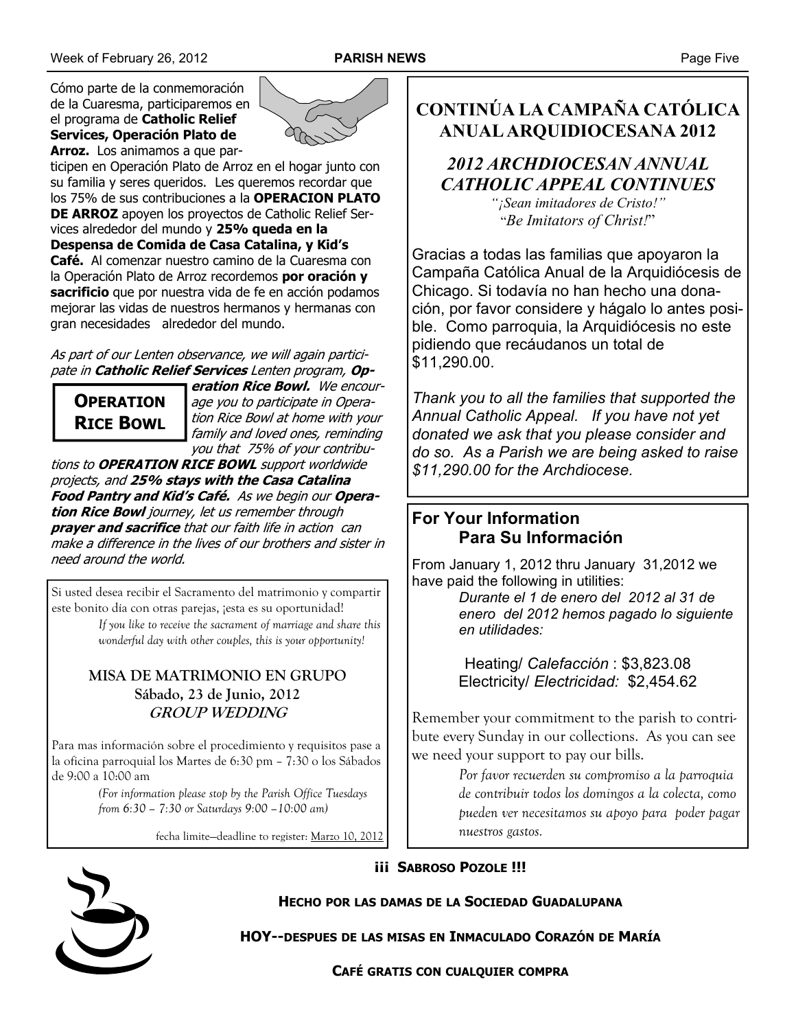Cómo parte de la conmemoración de la Cuaresma, participaremos en el programa de **Catholic Relief Services, Operación Plato de Arroz.** Los animamos a que participen en Operación Plato de Arroz en el hogar junto con su familia y seres queridos. Les queremos recordar que los 75% de sus contribuciones a la **OPERACION PLATO DE ARROZ** apoyen los proyectos de Catholic Relief Services alrededor del mundo y **25% queda en la Despensa de Comida de Casa Catalina, y Kid's Café.** Al comenzar nuestro camino de la Cuaresma con la Operación Plato de Arroz recordemos **por oración y sacrificio** que por nuestra vida de fe en acción podamos mejorar las vidas de nuestros hermanos y hermanas con gran necesidades alrededor del mundo.

**OPERATION RICE BOWL**

*As part of our Lenten observance, we will again participate in **Catholic Relief Services** Lenten program, **Operation Rice Bowl.** We encourage you to participate in Operation Rice Bowl at home with your family and loved ones, reminding you that 75% of your contributions to **OPERATION RICE BOWL** support worldwide projects, and **25% stays with the Casa Catalina Food Pantry and Kid's Café.** As we begin our **Operation Rice Bowl** journey, let us remember through **prayer and sacrifice** that our faith life in action can make a difference in the lives of our brothers and sister in need around the world.*

Si usted desea recibir el Sacramento del matrimonio y compartir este bonito día con otras parejas, ¡esta es su oportunidad!

*If you like to receive the sacrament of marriage and share this wonderful day with other couples, this is your opportunity!*

**MISA DE MATRIMONIO EN GRUPO**
**Sábado, 23 de Junio, 2012**
***GROUP WEDDING***

Para mas información sobre el procedimiento y requisitos pase a la oficina parroquial los Martes de 6:30 pm – 7:30 o los Sábados de 9:00 a 10:00 am

*(For information please stop by the Parish Office Tuesdays from 6:30 – 7:30 or Saturdays 9:00 –10:00 am)*

fecha limite—deadline to register: Marzo 10, 2012

## CONTINÚA LA CAMPAÑA CATÓLICA ANUAL ARQUIDIOCESANA 2012

## *2012 ARCHDIOCESAN ANNUAL CATHOLIC APPEAL CONTINUES*

*"¡Sean imitadores de Cristo!"*
*"Be Imitators of Christ!"*

Gracias a todas las familias que apoyaron la Campaña Católica Anual de la Arquidiócesis de Chicago. Si todavía no han hecho una donación, por favor considere y hágalo lo antes posible. Como parroquia, la Arquidiócesis no este pidiendo que recáudanos un total de $11,290.00.

*Thank you to all the families that supported the Annual Catholic Appeal. If you have not yet donated we ask that you please consider and do so. As a Parish we are being asked to raise $11,290.00 for the Archdiocese.*

## For Your Information
## Para Su Información

From January 1, 2012 thru January 31,2012 we have paid the following in utilities:

*Durante el 1 de enero del 2012 al 31 de enero del 2012 hemos pagado lo siguiente en utilidades:*

Heating/ *Calefacción* : $3,823.08
Electricity/ *Electricidad:* $2,454.62

Remember your commitment to the parish to contribute every Sunday in our collections. As you can see we need your support to pay our bills.

*Por favor recuerden su compromiso a la parroquia de contribuir todos los domingos a la colecta, como pueden ver necesitamos su apoyo para poder pagar nuestros gastos.*

**¡¡¡ SABROSO POZOLE !!!**

**HECHO POR LAS DAMAS DE LA SOCIEDAD GUADALUPANA**

**HOY--DESPUES DE LAS MISAS EN INMACULADO CORAZÓN DE MARÍA**

**CAFÉ GRATIS CON CUALQUIER COMPRA**